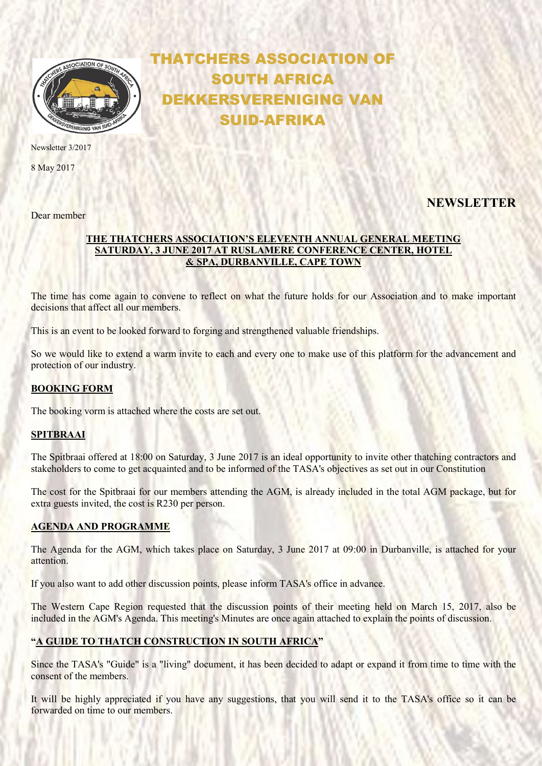# THATCHERS ASSOCIATION OF SOUTH AFRICA DEKKERSVERENIGING VAN SUID-AFRIKA

Newsletter 3/2017

8 May 2017

## NEWSLETTER

Dear member

**THE THATCHERS ASSOCIATION'S ELEVENTH ANNUAL GENERAL MEETING SATURDAY, 3 JUNE 2017 AT RUSLAMERE CONFERENCE CENTER, HOTEL & SPA, DURBANVILLE, CAPE TOWN**

The time has come again to convene to reflect on what the future holds for our Association and to make important decisions that affect all our members.

This is an event to be looked forward to forging and strengthened valuable friendships.

So we would like to extend a warm invite to each and every one to make use of this platform for the advancement and protection of our industry.

### BOOKING FORM

The booking vorm is attached where the costs are set out.

### SPITBRAAI

The Spitbraai offered at 18:00 on Saturday, 3 June 2017 is an ideal opportunity to invite other thatching contractors and stakeholders to come to get acquainted and to be informed of the TASA's objectives as set out in our Constitution

The cost for the Spitbraai for our members attending the AGM, is already included in the total AGM package, but for extra guests invited, the cost is R230 per person.

### AGENDA AND PROGRAMME

The Agenda for the AGM, which takes place on Saturday, 3 June 2017 at 09:00 in Durbanville, is attached for your attention.

If you also want to add other discussion points, please inform TASA's office in advance.

The Western Cape Region requested that the discussion points of their meeting held on March 15, 2017, also be included in the AGM's Agenda. This meeting's Minutes are once again attached to explain the points of discussion.

### "A GUIDE TO THATCH CONSTRUCTION IN SOUTH AFRICA"

Since the TASA's "Guide" is a "living" document, it has been decided to adapt or expand it from time to time with the consent of the members.

It will be highly appreciated if you have any suggestions, that you will send it to the TASA's office so it can be forwarded on time to our members.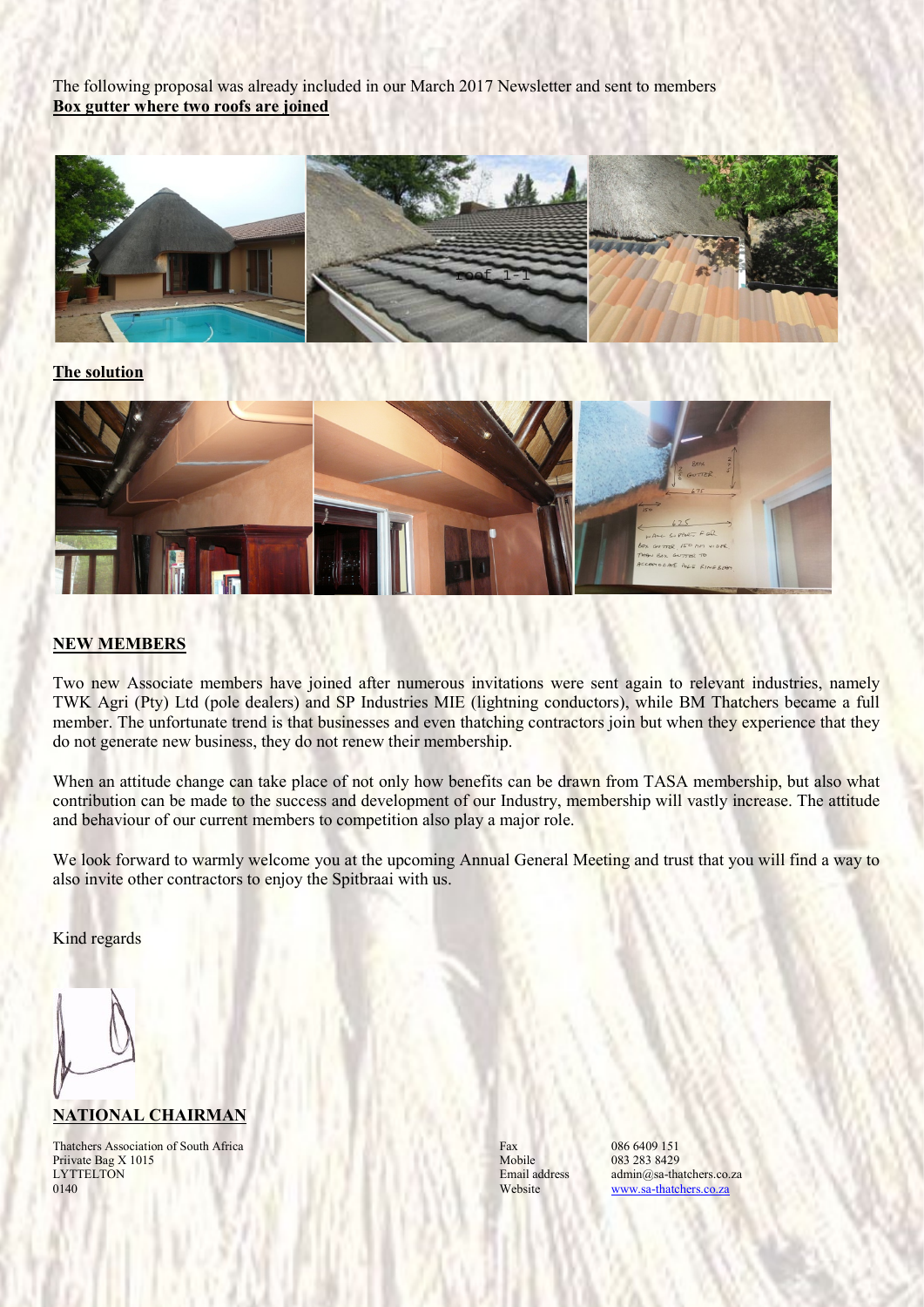The following proposal was already included in our March 2017 Newsletter and sent to members

**Box gutter where two roofs are joined**

**The solution**

**NEW MEMBERS**

Two new Associate members have joined after numerous invitations were sent again to relevant industries, namely TWK Agri (Pty) Ltd (pole dealers) and SP Industries MIE (lightning conductors), while BM Thatchers became a full member. The unfortunate trend is that businesses and even thatching contractors join but when they experience that they do not generate new business, they do not renew their membership.

When an attitude change can take place of not only how benefits can be drawn from TASA membership, but also what contribution can be made to the success and development of our Industry, membership will vastly increase. The attitude and behaviour of our current members to competition also play a major role.

We look forward to warmly welcome you at the upcoming Annual General Meeting and trust that you will find a way to also invite other contractors to enjoy the Spitbraai with us.

Kind regards

**NATIONAL CHAIRMAN**

Thatchers Association of South Africa
Priivate Bag X 1015
LYTTELTON
0140

| | |
|---|---|
| Fax | 086 6409 151 |
| Mobile | 083 283 8429 |
| Email address | admin@sa-thatchers.co.za |
| Website | www.sa-thatchers.co.za |